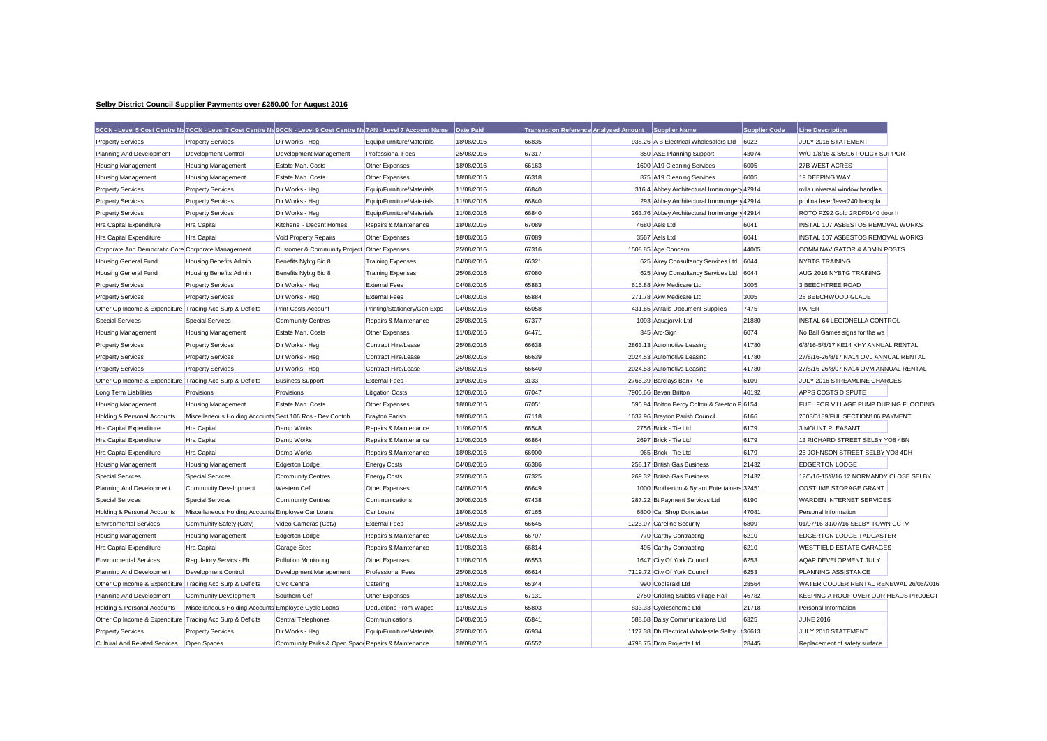**Selby District Council Supplier Payments over £250.00 for August 2016**

| 5CCN - Level 5 Cost Centre Na | 7CCN - Level 7 Cost Centre Na | 9CCN - Level 9 Cost Centre Na | 7AN - Level 7 Account Name | Date Paid | Transaction Reference | Analysed Amount | Supplier Name | Supplier Code | Line Description |
|---|---|---|---|---|---|---|---|---|---|
| Property Services | Property Services | Dir Works - Hsg | Equip/Furniture/Materials | 18/08/2016 | 66835 | 938.26 | A B Electrical Wholesalers Ltd | 6022 | JULY 2016 STATEMENT |
| Planning And Development | Development Control | Development Management | Professional Fees | 25/08/2016 | 67317 | 850 | A&E Planning Support | 43074 | W/C 1/8/16 & 8/8/16 POLICY SUPPORT |
| Housing Management | Housing Management | Estate Man. Costs | Other Expenses | 18/08/2016 | 66163 | 1600 | A19 Cleaning Services | 6005 | 27B WEST ACRES |
| Housing Management | Housing Management | Estate Man. Costs | Other Expenses | 18/08/2016 | 66318 | 875 | A19 Cleaning Services | 6005 | 19 DEEPING WAY |
| Property Services | Property Services | Dir Works - Hsg | Equip/Furniture/Materials | 11/08/2016 | 66840 | 316.4 | Abbey Architectural Ironmongery | 42914 | mila universal window handles |
| Property Services | Property Services | Dir Works - Hsg | Equip/Furniture/Materials | 11/08/2016 | 66840 | 293 | Abbey Architectural Ironmongery | 42914 | prolina lever/lever240 backpla |
| Property Services | Property Services | Dir Works - Hsg | Equip/Furniture/Materials | 11/08/2016 | 66840 | 263.76 | Abbey Architectural Ironmongery | 42914 | ROTO PZ92 Gold 2RDF0140 door h |
| Hra Capital Expenditure | Hra Capital | Kitchens - Decent Homes | Repairs & Maintenance | 18/08/2016 | 67089 | 4680 | Aels Ltd | 6041 | INSTAL 107 ASBESTOS REMOVAL WORKS |
| Hra Capital Expenditure | Hra Capital | Void Property Repairs | Other Expenses | 18/08/2016 | 67089 | 3567 | Aels Ltd | 6041 | INSTAL 107 ASBESTOS REMOVAL WORKS |
| Corporate And Democratic Core | Corporate Management | Customer & Community Project | Other Expenses | 25/08/2016 | 67316 | 1508.85 | Age Concern | 44005 | COMM NAVIGATOR & ADMIN POSTS |
| Housing General Fund | Housing Benefits Admin | Benefits Nybtg Bid 8 | Training Expenses | 04/08/2016 | 66321 | 625 | Airey Consultancy Services Ltd | 6044 | NYBTG TRAINING |
| Housing General Fund | Housing Benefits Admin | Benefits Nybtg Bid 8 | Training Expenses | 25/08/2016 | 67080 | 625 | Airey Consultancy Services Ltd | 6044 | AUG 2016 NYBTG TRAINING |
| Property Services | Property Services | Dir Works - Hsg | External Fees | 04/08/2016 | 65883 | 616.88 | Akw Medicare Ltd | 3005 | 3 BEECHTREE ROAD |
| Property Services | Property Services | Dir Works - Hsg | External Fees | 04/08/2016 | 65884 | 271.78 | Akw Medicare Ltd | 3005 | 28 BEECHWOOD GLADE |
| Other Op Income & Expenditure | Trading Acc Surp & Deficits | Print Costs Account | Printing/Stationery/Gen Exps | 04/08/2016 | 65058 | 431.65 | Antalis Document Supplies | 7475 | PAPER |
| Special Services | Special Services | Community Centres | Repairs & Maintenance | 25/08/2016 | 67377 | 1093 | Aquajorvik Ltd | 21880 | INSTAL 64 LEGIONELLA CONTROL |
| Housing Management | Housing Management | Estate Man. Costs | Other Expenses | 11/08/2016 | 64471 | 345 | Arc-Sign | 6074 | No Ball Games signs for the wa |
| Property Services | Property Services | Dir Works - Hsg | Contract Hire/Lease | 25/08/2016 | 66638 | 2863.13 | Automotive Leasing | 41780 | 6/8/16-5/8/17 KE14 KHY ANNUAL RENTAL |
| Property Services | Property Services | Dir Works - Hsg | Contract Hire/Lease | 25/08/2016 | 66639 | 2024.53 | Automotive Leasing | 41780 | 27/8/16-26/8/17 NA14 OVL ANNUAL RENTAL |
| Property Services | Property Services | Dir Works - Hsg | Contract Hire/Lease | 25/08/2016 | 66640 | 2024.53 | Automotive Leasing | 41780 | 27/8/16-26/8/07 NA14 OVM ANNUAL RENTAL |
| Other Op Income & Expenditure | Trading Acc Surp & Deficits | Business Support | External Fees | 19/08/2016 | 3133 | 2766.39 | Barclays Bank Plc | 6109 | JULY 2016 STREAMLINE CHARGES |
| Long Term Liabilities | Provisions | Provisions | Litigation Costs | 12/08/2016 | 67047 | 7905.66 | Bevan Britton | 40192 | APPS COSTS DISPUTE |
| Housing Management | Housing Management | Estate Man. Costs | Other Expenses | 18/08/2016 | 67051 | 595.94 | Bolton Percy Colton & Steeton P | 6154 | FUEL FOR VILLAGE PUMP DURING FLOODING |
| Holding & Personal Accounts | Miscellaneous Holding Accounts | Sect 106 Ros - Dev Contrib | Brayton Parish | 18/08/2016 | 67118 | 1637.96 | Brayton Parish Council | 6166 | 2008/0189/FUL SECTION106 PAYMENT |
| Hra Capital Expenditure | Hra Capital | Damp Works | Repairs & Maintenance | 11/08/2016 | 66548 | 2756 | Brick - Tie Ltd | 6179 | 3 MOUNT PLEASANT |
| Hra Capital Expenditure | Hra Capital | Damp Works | Repairs & Maintenance | 11/08/2016 | 66864 | 2697 | Brick - Tie Ltd | 6179 | 13 RICHARD STREET SELBY YO8 4BN |
| Hra Capital Expenditure | Hra Capital | Damp Works | Repairs & Maintenance | 18/08/2016 | 66900 | 965 | Brick - Tie Ltd | 6179 | 26 JOHNSON STREET SELBY YO8 4DH |
| Housing Management | Housing Management | Edgerton Lodge | Energy Costs | 04/08/2016 | 66386 | 258.17 | British Gas Business | 21432 | EDGERTON LODGE |
| Special Services | Special Services | Community Centres | Energy Costs | 25/08/2016 | 67325 | 269.32 | British Gas Business | 21432 | 12/5/16-15/8/16 12 NORMANDY CLOSE SELBY |
| Planning And Development | Community Development | Western Cef | Other Expenses | 04/08/2016 | 66649 | 1000 | Brotherton & Byram Entertainers | 32451 | COSTUME STORAGE GRANT |
| Special Services | Special Services | Community Centres | Communications | 30/08/2016 | 67438 | 287.22 | Bt Payment Services Ltd | 6190 | WARDEN INTERNET SERVICES |
| Holding & Personal Accounts | Miscellaneous Holding Accounts | Employee Car Loans | Car Loans | 18/08/2016 | 67165 | 6800 | Car Shop Doncaster | 47081 | Personal Information |
| Environmental Services | Community Safety (Cctv) | Video Cameras (Cctv) | External Fees | 25/08/2016 | 66645 | 1223.07 | Careline Security | 6809 | 01/07/16-31/07/16 SELBY TOWN CCTV |
| Housing Management | Housing Management | Edgerton Lodge | Repairs & Maintenance | 04/08/2016 | 66707 | 770 | Carthy Contracting | 6210 | EDGERTON LODGE TADCASTER |
| Hra Capital Expenditure | Hra Capital | Garage Sites | Repairs & Maintenance | 11/08/2016 | 66814 | 495 | Carthy Contracting | 6210 | WESTFIELD ESTATE GARAGES |
| Environmental Services | Regulatory Servics - Eh | Pollution Monitoring | Other Expenses | 11/08/2016 | 66553 | 1647 | City Of York Council | 6253 | AQAP DEVELOPMENT JULY |
| Planning And Development | Development Control | Development Management | Professional Fees | 25/08/2016 | 66614 | 7119.72 | City Of York Council | 6253 | PLANNING ASSISTANCE |
| Other Op Income & Expenditure | Trading Acc Surp & Deficits | Civic Centre | Catering | 11/08/2016 | 65344 | 990 | Cooleraid Ltd | 28564 | WATER COOLER RENTAL RENEWAL 26/06/2016 |
| Planning And Development | Community Development | Southern Cef | Other Expenses | 18/08/2016 | 67131 | 2750 | Cridling Stubbs Village Hall | 46782 | KEEPING A ROOF OVER OUR HEADS PROJECT |
| Holding & Personal Accounts | Miscellaneous Holding Accounts | Employee Cycle Loans | Deductions From Wages | 11/08/2016 | 65803 | 833.33 | Cyclescheme Ltd | 21718 | Personal Information |
| Other Op Income & Expenditure | Trading Acc Surp & Deficits | Central Telephones | Communications | 04/08/2016 | 65841 | 588.68 | Daisy Communications Ltd | 6325 | JUNE 2016 |
| Property Services | Property Services | Dir Works - Hsg | Equip/Furniture/Materials | 25/08/2016 | 66934 | 1127.38 | Db Electrical Wholesale Selby Lt | 36613 | JULY 2016 STATEMENT |
| Cultural And Related Services | Open Spaces | Community Parks & Open Space | Repairs & Maintenance | 18/08/2016 | 66552 | 4798.75 | Dcm Projects Ltd | 28445 | Replacement of safety surface |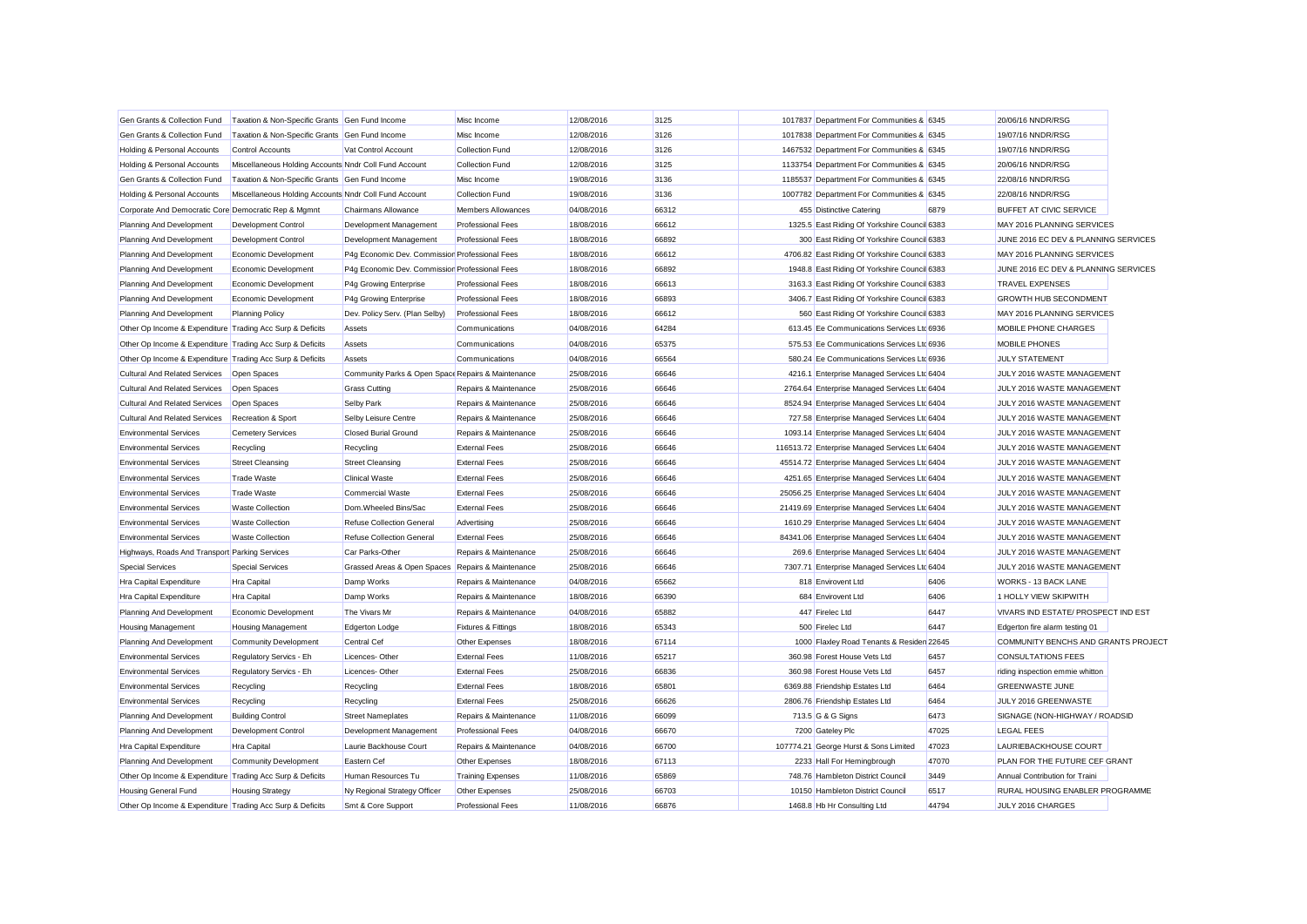| | | | | | | | | | |
|---|---|---|---|---|---|---|---|---|---|
| Gen Grants & Collection Fund | Taxation & Non-Specific Grants | Gen Fund Income | Misc Income | 12/08/2016 | 3125 | 1017837 | Department For Communities & | 6345 | 20/06/16 NNDR/RSG |
| Gen Grants & Collection Fund | Taxation & Non-Specific Grants | Gen Fund Income | Misc Income | 12/08/2016 | 3126 | 1017838 | Department For Communities & | 6345 | 19/07/16 NNDR/RSG |
| Holding & Personal Accounts | Control Accounts | Vat Control Account | Collection Fund | 12/08/2016 | 3126 | 1467532 | Department For Communities & | 6345 | 19/07/16 NNDR/RSG |
| Holding & Personal Accounts | Miscellaneous Holding Accounts | Nndr Coll Fund Account | Collection Fund | 12/08/2016 | 3125 | 1133754 | Department For Communities & | 6345 | 20/06/16 NNDR/RSG |
| Gen Grants & Collection Fund | Taxation & Non-Specific Grants | Gen Fund Income | Misc Income | 19/08/2016 | 3136 | 1185537 | Department For Communities & | 6345 | 22/08/16 NNDR/RSG |
| Holding & Personal Accounts | Miscellaneous Holding Accounts | Nndr Coll Fund Account | Collection Fund | 19/08/2016 | 3136 | 1007782 | Department For Communities & | 6345 | 22/08/16 NNDR/RSG |
| Corporate And Democratic Core | Democratic Rep & Mgmnt | Chairmans Allowance | Members Allowances | 04/08/2016 | 66312 | 455 | Distinctive Catering | 6879 | BUFFET AT CIVIC SERVICE |
| Planning And Development | Development Control | Development Management | Professional Fees | 18/08/2016 | 66612 | 1325.5 | East Riding Of Yorkshire Council | 6383 | MAY 2016 PLANNING SERVICES |
| Planning And Development | Development Control | Development Management | Professional Fees | 18/08/2016 | 66892 | 300 | East Riding Of Yorkshire Council | 6383 | JUNE 2016 EC DEV & PLANNING SERVICES |
| Planning And Development | Economic Development | P4g Economic Dev. Commission | Professional Fees | 18/08/2016 | 66612 | 4706.82 | East Riding Of Yorkshire Council | 6383 | MAY 2016 PLANNING SERVICES |
| Planning And Development | Economic Development | P4g Economic Dev. Commission | Professional Fees | 18/08/2016 | 66892 | 1948.8 | East Riding Of Yorkshire Council | 6383 | JUNE 2016 EC DEV & PLANNING SERVICES |
| Planning And Development | Economic Development | P4g Growing Enterprise | Professional Fees | 18/08/2016 | 66613 | 3163.3 | East Riding Of Yorkshire Council | 6383 | TRAVEL EXPENSES |
| Planning And Development | Economic Development | P4g Growing Enterprise | Professional Fees | 18/08/2016 | 66893 | 3406.7 | East Riding Of Yorkshire Council | 6383 | GROWTH HUB SECONDMENT |
| Planning And Development | Planning Policy | Dev. Policy Serv. (Plan Selby) | Professional Fees | 18/08/2016 | 66612 | 560 | East Riding Of Yorkshire Council | 6383 | MAY 2016 PLANNING SERVICES |
| Other Op Income & Expenditure | Trading Acc Surp & Deficits | Assets | Communications | 04/08/2016 | 64284 | 613.45 | Ee Communications Services Ltd | 6936 | MOBILE PHONE CHARGES |
| Other Op Income & Expenditure | Trading Acc Surp & Deficits | Assets | Communications | 04/08/2016 | 65375 | 575.53 | Ee Communications Services Ltd | 6936 | MOBILE PHONES |
| Other Op Income & Expenditure | Trading Acc Surp & Deficits | Assets | Communications | 04/08/2016 | 66564 | 580.24 | Ee Communications Services Ltd | 6936 | JULY STATEMENT |
| Cultural And Related Services | Open Spaces | Community Parks & Open Space | Repairs & Maintenance | 25/08/2016 | 66646 | 4216.1 | Enterprise Managed Services Ltd | 6404 | JULY 2016 WASTE MANAGEMENT |
| Cultural And Related Services | Open Spaces | Grass Cutting | Repairs & Maintenance | 25/08/2016 | 66646 | 2764.64 | Enterprise Managed Services Ltd | 6404 | JULY 2016 WASTE MANAGEMENT |
| Cultural And Related Services | Open Spaces | Selby Park | Repairs & Maintenance | 25/08/2016 | 66646 | 8524.94 | Enterprise Managed Services Ltd | 6404 | JULY 2016 WASTE MANAGEMENT |
| Cultural And Related Services | Recreation & Sport | Selby Leisure Centre | Repairs & Maintenance | 25/08/2016 | 66646 | 727.58 | Enterprise Managed Services Ltd | 6404 | JULY 2016 WASTE MANAGEMENT |
| Environmental Services | Cemetery Services | Closed Burial Ground | Repairs & Maintenance | 25/08/2016 | 66646 | 1093.14 | Enterprise Managed Services Ltd | 6404 | JULY 2016 WASTE MANAGEMENT |
| Environmental Services | Recycling | Recycling | External Fees | 25/08/2016 | 66646 | 116513.72 | Enterprise Managed Services Ltd | 6404 | JULY 2016 WASTE MANAGEMENT |
| Environmental Services | Street Cleansing | Street Cleansing | External Fees | 25/08/2016 | 66646 | 45514.72 | Enterprise Managed Services Ltd | 6404 | JULY 2016 WASTE MANAGEMENT |
| Environmental Services | Trade Waste | Clinical Waste | External Fees | 25/08/2016 | 66646 | 4251.65 | Enterprise Managed Services Ltd | 6404 | JULY 2016 WASTE MANAGEMENT |
| Environmental Services | Trade Waste | Commercial Waste | External Fees | 25/08/2016 | 66646 | 25056.25 | Enterprise Managed Services Ltd | 6404 | JULY 2016 WASTE MANAGEMENT |
| Environmental Services | Waste Collection | Dom.Wheeled Bins/Sac | External Fees | 25/08/2016 | 66646 | 21419.69 | Enterprise Managed Services Ltd | 6404 | JULY 2016 WASTE MANAGEMENT |
| Environmental Services | Waste Collection | Refuse Collection General | Advertising | 25/08/2016 | 66646 | 1610.29 | Enterprise Managed Services Ltd | 6404 | JULY 2016 WASTE MANAGEMENT |
| Environmental Services | Waste Collection | Refuse Collection General | External Fees | 25/08/2016 | 66646 | 84341.06 | Enterprise Managed Services Ltd | 6404 | JULY 2016 WASTE MANAGEMENT |
| Highways, Roads And Transport | Parking Services | Car Parks-Other | Repairs & Maintenance | 25/08/2016 | 66646 | 269.6 | Enterprise Managed Services Ltd | 6404 | JULY 2016 WASTE MANAGEMENT |
| Special Services | Special Services | Grassed Areas & Open Spaces | Repairs & Maintenance | 25/08/2016 | 66646 | 7307.71 | Enterprise Managed Services Ltd | 6404 | JULY 2016 WASTE MANAGEMENT |
| Hra Capital Expenditure | Hra Capital | Damp Works | Repairs & Maintenance | 04/08/2016 | 65662 | 818 | Envirovent Ltd | 6406 | WORKS - 13 BACK LANE |
| Hra Capital Expenditure | Hra Capital | Damp Works | Repairs & Maintenance | 18/08/2016 | 66390 | 684 | Envirovent Ltd | 6406 | 1 HOLLY VIEW SKIPWITH |
| Planning And Development | Economic Development | The Vivars Mr | Repairs & Maintenance | 04/08/2016 | 65882 | 447 | Firelec Ltd | 6447 | VIVARS IND ESTATE/ PROSPECT IND EST |
| Housing Management | Housing Management | Edgerton Lodge | Fixtures & Fittings | 18/08/2016 | 65343 | 500 | Firelec Ltd | 6447 | Edgerton fire alarm testing 01 |
| Planning And Development | Community Development | Central Cef | Other Expenses | 18/08/2016 | 67114 | 1000 | Flaxley Road Tenants & Residen | 22645 | COMMUNITY BENCHS AND GRANTS PROJECT |
| Environmental Services | Regulatory Servics - Eh | Licences- Other | External Fees | 11/08/2016 | 65217 | 360.98 | Forest House Vets Ltd | 6457 | CONSULTATIONS FEES |
| Environmental Services | Regulatory Servics - Eh | Licences- Other | External Fees | 25/08/2016 | 66836 | 360.98 | Forest House Vets Ltd | 6457 | riding inspection emmie whitton |
| Environmental Services | Recycling | Recycling | External Fees | 18/08/2016 | 65801 | 6369.88 | Friendship Estates Ltd | 6464 | GREENWASTE JUNE |
| Environmental Services | Recycling | Recycling | External Fees | 25/08/2016 | 66626 | 2806.76 | Friendship Estates Ltd | 6464 | JULY 2016 GREENWASTE |
| Planning And Development | Building Control | Street Nameplates | Repairs & Maintenance | 11/08/2016 | 66099 | 713.5 | G & G Signs | 6473 | SIGNAGE (NON-HIGHWAY / ROADSID |
| Planning And Development | Development Control | Development Management | Professional Fees | 04/08/2016 | 66670 | 7200 | Gateley Plc | 47025 | LEGAL FEES |
| Hra Capital Expenditure | Hra Capital | Laurie Backhouse Court | Repairs & Maintenance | 04/08/2016 | 66700 | 107774.21 | George Hurst & Sons Limited | 47023 | LAURIEBACKHOUSE COURT |
| Planning And Development | Community Development | Eastern Cef | Other Expenses | 18/08/2016 | 67113 | 2233 | Hall For Hemingbrough | 47070 | PLAN FOR THE FUTURE CEF GRANT |
| Other Op Income & Expenditure | Trading Acc Surp & Deficits | Human Resources Tu | Training Expenses | 11/08/2016 | 65869 | 748.76 | Hambleton District Council | 3449 | Annual Contribution for Traini |
| Housing General Fund | Housing Strategy | Ny Regional Strategy Officer | Other Expenses | 25/08/2016 | 66703 | 10150 | Hambleton District Council | 6517 | RURAL HOUSING ENABLER PROGRAMME |
| Other Op Income & Expenditure | Trading Acc Surp & Deficits | Smt & Core Support | Professional Fees | 11/08/2016 | 66876 | 1468.8 | Hb Hr Consulting Ltd | 44794 | JULY 2016 CHARGES |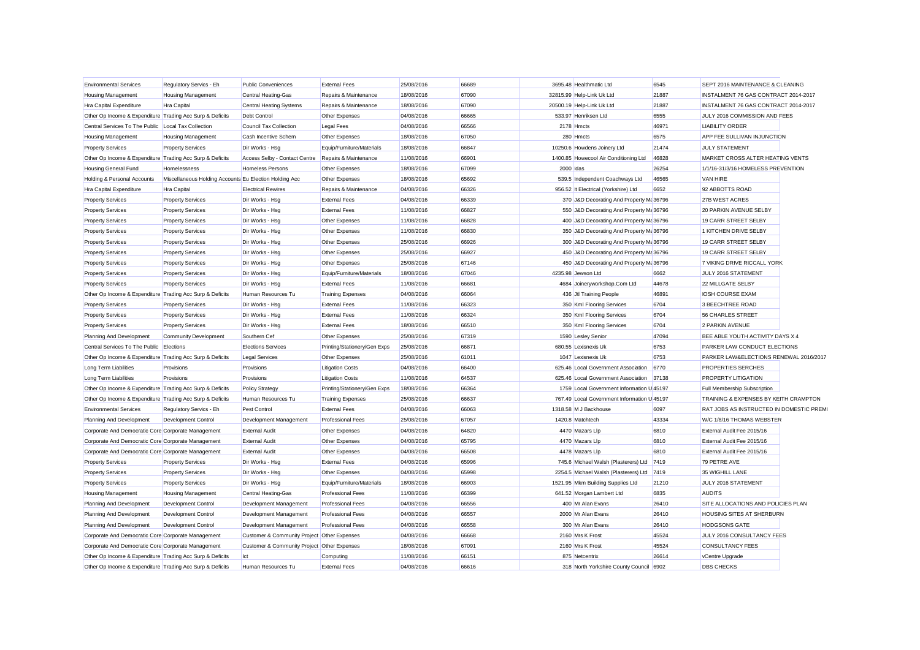| Environmental Services | Regulatory Servics - Eh | Public Conveniences | External Fees | 25/08/2016 | 66689 | 3695.48 | Healthmatic Ltd | 6545 | SEPT 2016 MAINTENANCE & CLEANING |
|---|---|---|---|---|---|---|---|---|---|
| Housing Management | Housing Management | Central Heating-Gas | Repairs & Maintenance | 18/08/2016 | 67090 | 32815.99 | Help-Link Uk Ltd | 21887 | INSTALMENT 76 GAS CONTRACT 2014-2017 |
| Hra Capital Expenditure | Hra Capital | Central Heating Systems | Repairs & Maintenance | 18/08/2016 | 67090 | 20500.19 | Help-Link Uk Ltd | 21887 | INSTALMENT 76 GAS CONTRACT 2014-2017 |
| Other Op Income & Expenditure | Trading Acc Surp & Deficits | Debt Control | Other Expenses | 04/08/2016 | 66665 | 533.97 | Henriksen Ltd | 6555 | JULY 2016 COMMISSION AND FEES |
| Central Services To The Public | Local Tax Collection | Council Tax Collection | Legal Fees | 04/08/2016 | 66566 | 2178 | Hmcts | 46971 | LIABILITY ORDER |
| Housing Management | Housing Management | Cash Incentive Schem | Other Expenses | 18/08/2016 | 67050 | 280 | Hmcts | 6575 | APP FEE SULLIVAN INJUNCTION |
| Property Services | Property Services | Dir Works - Hsg | Equip/Furniture/Materials | 18/08/2016 | 66847 | 10250.6 | Howdens Joinery Ltd | 21474 | JULY STATEMENT |
| Other Op Income & Expenditure | Trading Acc Surp & Deficits | Access Selby - Contact Centre | Repairs & Maintenance | 11/08/2016 | 66901 | 1400.85 | Howecool Air Conditioning Ltd | 46828 | MARKET CROSS ALTER HEATING VENTS |
| Housing General Fund | Homelessness | Homeless Persons | Other Expenses | 18/08/2016 | 67099 | 2000 | Idas | 26254 | 1/1/16-31/3/16 HOMELESS PREVENTION |
| Holding & Personal Accounts | Miscellaneous Holding Accounts | Eu Election Holding Acc | Other Expenses | 18/08/2016 | 65692 | 539.5 | Independent Coachways Ltd | 46565 | VAN HIRE |
| Hra Capital Expenditure | Hra Capital | Electrical Rewires | Repairs & Maintenance | 04/08/2016 | 66326 | 956.52 | It Electrical (Yorkshire) Ltd | 6652 | 92 ABBOTTS ROAD |
| Property Services | Property Services | Dir Works - Hsg | External Fees | 04/08/2016 | 66339 | 370 | J&D Decorating And Property Ma | 36796 | 27B WEST ACRES |
| Property Services | Property Services | Dir Works - Hsg | External Fees | 11/08/2016 | 66827 | 550 | J&D Decorating And Property Ma | 36796 | 20 PARKIN AVENUE SELBY |
| Property Services | Property Services | Dir Works - Hsg | Other Expenses | 11/08/2016 | 66828 | 400 | J&D Decorating And Property Ma | 36796 | 19 CARR STREET SELBY |
| Property Services | Property Services | Dir Works - Hsg | Other Expenses | 11/08/2016 | 66830 | 350 | J&D Decorating And Property Ma | 36796 | 1 KITCHEN DRIVE SELBY |
| Property Services | Property Services | Dir Works - Hsg | Other Expenses | 25/08/2016 | 66926 | 300 | J&D Decorating And Property Ma | 36796 | 19 CARR STREET SELBY |
| Property Services | Property Services | Dir Works - Hsg | Other Expenses | 25/08/2016 | 66927 | 450 | J&D Decorating And Property Ma | 36796 | 19 CARR STREET SELBY |
| Property Services | Property Services | Dir Works - Hsg | Other Expenses | 25/08/2016 | 67146 | 450 | J&D Decorating And Property Ma | 36796 | 7 VIKING DRIVE RICCALL YORK |
| Property Services | Property Services | Dir Works - Hsg | Equip/Furniture/Materials | 18/08/2016 | 67046 | 4235.98 | Jewson Ltd | 6662 | JULY 2016 STATEMENT |
| Property Services | Property Services | Dir Works - Hsg | External Fees | 11/08/2016 | 66681 | 4684 | Joineryworkshop.Com Ltd | 44678 | 22 MILLGATE SELBY |
| Other Op Income & Expenditure | Trading Acc Surp & Deficits | Human Resources Tu | Training Expenses | 04/08/2016 | 66064 | 436 | Jtl Training People | 46891 | IOSH COURSE EXAM |
| Property Services | Property Services | Dir Works - Hsg | External Fees | 11/08/2016 | 66323 | 350 | Kml Flooring Services | 6704 | 3 BEECHTREE ROAD |
| Property Services | Property Services | Dir Works - Hsg | External Fees | 11/08/2016 | 66324 | 350 | Kml Flooring Services | 6704 | 56 CHARLES STREET |
| Property Services | Property Services | Dir Works - Hsg | External Fees | 18/08/2016 | 66510 | 350 | Kml Flooring Services | 6704 | 2 PARKIN AVENUE |
| Planning And Development | Community Development | Southern Cef | Other Expenses | 25/08/2016 | 67319 | 1590 | Lesley Senior | 47094 | BEE ABLE YOUTH ACTIVITY DAYS X 4 |
| Central Services To The Public | Elections | Elections Services | Printing/Stationery/Gen Exps | 25/08/2016 | 66871 | 680.55 | Lexisnexis Uk | 6753 | PARKER LAW CONDUCT ELECTIONS |
| Other Op Income & Expenditure | Trading Acc Surp & Deficits | Legal Services | Other Expenses | 25/08/2016 | 61011 | 1047 | Lexisnexis Uk | 6753 | PARKER LAW&ELECTIONS RENEWAL 2016/2017 |
| Long Term Liabilities | Provisions | Provisions | Litigation Costs | 04/08/2016 | 66400 | 625.46 | Local Government Association | 6770 | PROPERTIES SERCHES |
| Long Term Liabilities | Provisions | Provisions | Litigation Costs | 11/08/2016 | 64537 | 625.46 | Local Government Association | 37138 | PROPERTY LITIGATION |
| Other Op Income & Expenditure | Trading Acc Surp & Deficits | Policy Strategy | Printing/Stationery/Gen Exps | 18/08/2016 | 66364 | 1759 | Local Government Information U | 45197 | Full Membership Subscription |
| Other Op Income & Expenditure | Trading Acc Surp & Deficits | Human Resources Tu | Training Expenses | 25/08/2016 | 66637 | 767.49 | Local Government Information U | 45197 | TRAINING & EXPENSES BY KEITH CRAMPTON |
| Environmental Services | Regulatory Servics - Eh | Pest Control | External Fees | 04/08/2016 | 66063 | 1318.58 | M J Backhouse | 6097 | RAT JOBS AS INSTRUCTED IN DOMESTIC PREMI |
| Planning And Development | Development Control | Development Management | Professional Fees | 25/08/2016 | 67057 | 1420.8 | Matchtech | 43334 | W/C 1/8/16 THOMAS WEBSTER |
| Corporate And Democratic Core | Corporate Management | External Audit | Other Expenses | 04/08/2016 | 64820 | 4470 | Mazars Llp | 6810 | External Audit Fee 2015/16 |
| Corporate And Democratic Core | Corporate Management | External Audit | Other Expenses | 04/08/2016 | 65795 | 4470 | Mazars Llp | 6810 | External Audit Fee 2015/16 |
| Corporate And Democratic Core | Corporate Management | External Audit | Other Expenses | 04/08/2016 | 66508 | 4478 | Mazars Llp | 6810 | External Audit Fee 2015/16 |
| Property Services | Property Services | Dir Works - Hsg | External Fees | 04/08/2016 | 65996 | 745.6 | Michael Walsh (Plasterers) Ltd | 7419 | 79 PETRE AVE |
| Property Services | Property Services | Dir Works - Hsg | Other Expenses | 04/08/2016 | 65998 | 2254.5 | Michael Walsh (Plasterers) Ltd | 7419 | 35 WIGHILL LANE |
| Property Services | Property Services | Dir Works - Hsg | Equip/Furniture/Materials | 18/08/2016 | 66903 | 1521.95 | Mkm Building Supplies Ltd | 21210 | JULY 2016 STATEMENT |
| Housing Management | Housing Management | Central Heating-Gas | Professional Fees | 11/08/2016 | 66399 | 641.52 | Morgan Lambert Ltd | 6835 | AUDITS |
| Planning And Development | Development Control | Development Management | Professional Fees | 04/08/2016 | 66556 | 400 | Mr Alan Evans | 26410 | SITE ALLOCATIONS AND POLICIES PLAN |
| Planning And Development | Development Control | Development Management | Professional Fees | 04/08/2016 | 66557 | 2000 | Mr Alan Evans | 26410 | HOUSING SITES AT SHERBURN |
| Planning And Development | Development Control | Development Management | Professional Fees | 04/08/2016 | 66558 | 300 | Mr Alan Evans | 26410 | HODGSONS GATE |
| Corporate And Democratic Core | Corporate Management | Customer & Community Project | Other Expenses | 04/08/2016 | 66668 | 2160 | Mrs K Frost | 45524 | JULY 2016 CONSULTANCY FEES |
| Corporate And Democratic Core | Corporate Management | Customer & Community Project | Other Expenses | 18/08/2016 | 67091 | 2160 | Mrs K Frost | 45524 | CONSULTANCY FEES |
| Other Op Income & Expenditure | Trading Acc Surp & Deficits | Ict | Computing | 11/08/2016 | 66151 | 875 | Netcentrix | 26614 | vCentre Upgrade |
| Other Op Income & Expenditure | Trading Acc Surp & Deficits | Human Resources Tu | External Fees | 04/08/2016 | 66616 | 318 | North Yorkshire County Council | 6902 | DBS CHECKS |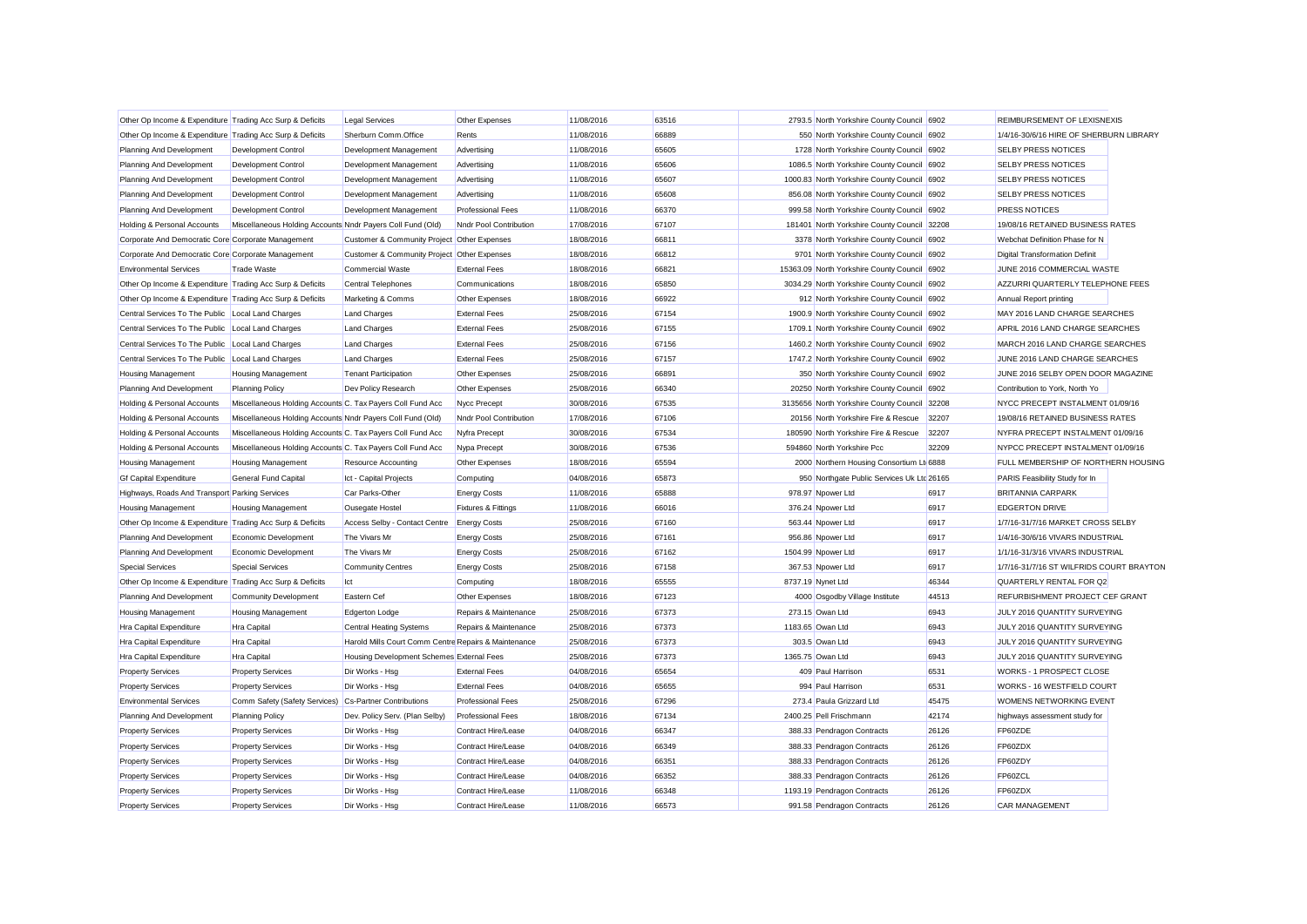| | | | | | | | | | |
|---|---|---|---|---|---|---|---|---|---|
| Other Op Income & Expenditure | Trading Acc Surp & Deficits | Legal Services | Other Expenses | 11/08/2016 | 63516 | 2793.5 | North Yorkshire County Council | 6902 | REIMBURSEMENT OF LEXISNEXIS |
| Other Op Income & Expenditure | Trading Acc Surp & Deficits | Sherburn Comm.Office | Rents | 11/08/2016 | 66889 | 550 | North Yorkshire County Council | 6902 | 1/4/16-30/6/16 HIRE OF SHERBURN LIBRARY |
| Planning And Development | Development Control | Development Management | Advertising | 11/08/2016 | 65605 | 1728 | North Yorkshire County Council | 6902 | SELBY PRESS NOTICES |
| Planning And Development | Development Control | Development Management | Advertising | 11/08/2016 | 65606 | 1086.5 | North Yorkshire County Council | 6902 | SELBY PRESS NOTICES |
| Planning And Development | Development Control | Development Management | Advertising | 11/08/2016 | 65607 | 1000.83 | North Yorkshire County Council | 6902 | SELBY PRESS NOTICES |
| Planning And Development | Development Control | Development Management | Advertising | 11/08/2016 | 65608 | 856.08 | North Yorkshire County Council | 6902 | SELBY PRESS NOTICES |
| Planning And Development | Development Control | Development Management | Professional Fees | 11/08/2016 | 66370 | 999.58 | North Yorkshire County Council | 6902 | PRESS NOTICES |
| Holding & Personal Accounts | Miscellaneous Holding Accounts | Nndr Payers Coll Fund (Old) | Nndr Pool Contribution | 17/08/2016 | 67107 | 181401 | North Yorkshire County Council | 32208 | 19/08/16 RETAINED BUSINESS RATES |
| Corporate And Democratic Core | Corporate Management | Customer & Community Project | Other Expenses | 18/08/2016 | 66811 | 3378 | North Yorkshire County Council | 6902 | Webchat Definition Phase for N |
| Corporate And Democratic Core | Corporate Management | Customer & Community Project | Other Expenses | 18/08/2016 | 66812 | 9701 | North Yorkshire County Council | 6902 | Digital Transformation Definit |
| Environmental Services | Trade Waste | Commercial Waste | External Fees | 18/08/2016 | 66821 | 15363.09 | North Yorkshire County Council | 6902 | JUNE 2016 COMMERCIAL WASTE |
| Other Op Income & Expenditure | Trading Acc Surp & Deficits | Central Telephones | Communications | 18/08/2016 | 65850 | 3034.29 | North Yorkshire County Council | 6902 | AZZURRI QUARTERLY TELEPHONE FEES |
| Other Op Income & Expenditure | Trading Acc Surp & Deficits | Marketing & Comms | Other Expenses | 18/08/2016 | 66922 | 912 | North Yorkshire County Council | 6902 | Annual Report printing |
| Central Services To The Public | Local Land Charges | Land Charges | External Fees | 25/08/2016 | 67154 | 1900.9 | North Yorkshire County Council | 6902 | MAY 2016 LAND CHARGE SEARCHES |
| Central Services To The Public | Local Land Charges | Land Charges | External Fees | 25/08/2016 | 67155 | 1709.1 | North Yorkshire County Council | 6902 | APRIL 2016 LAND CHARGE SEARCHES |
| Central Services To The Public | Local Land Charges | Land Charges | External Fees | 25/08/2016 | 67156 | 1460.2 | North Yorkshire County Council | 6902 | MARCH 2016 LAND CHARGE SEARCHES |
| Central Services To The Public | Local Land Charges | Land Charges | External Fees | 25/08/2016 | 67157 | 1747.2 | North Yorkshire County Council | 6902 | JUNE 2016 LAND CHARGE SEARCHES |
| Housing Management | Housing Management | Tenant Participation | Other Expenses | 25/08/2016 | 66891 | 350 | North Yorkshire County Council | 6902 | JUNE 2016 SELBY OPEN DOOR MAGAZINE |
| Planning And Development | Planning Policy | Dev Policy Research | Other Expenses | 25/08/2016 | 66340 | 20250 | North Yorkshire County Council | 6902 | Contribution to York, North Yo |
| Holding & Personal Accounts | Miscellaneous Holding Accounts | C. Tax Payers Coll Fund Acc | Nycc Precept | 30/08/2016 | 67535 | 3135656 | North Yorkshire County Council | 32208 | NYCC PRECEPT INSTALMENT 01/09/16 |
| Holding & Personal Accounts | Miscellaneous Holding Accounts | Nndr Payers Coll Fund (Old) | Nndr Pool Contribution | 17/08/2016 | 67106 | 20156 | North Yorkshire Fire & Rescue | 32207 | 19/08/16 RETAINED BUSINESS RATES |
| Holding & Personal Accounts | Miscellaneous Holding Accounts | C. Tax Payers Coll Fund Acc | Nyfra Precept | 30/08/2016 | 67534 | 180590 | North Yorkshire Fire & Rescue | 32207 | NYFRA PRECEPT INSTALMENT 01/09/16 |
| Holding & Personal Accounts | Miscellaneous Holding Accounts | C. Tax Payers Coll Fund Acc | Nypa Precept | 30/08/2016 | 67536 | 594860 | North Yorkshire Pcc | 32209 | NYPCC PRECEPT INSTALMENT 01/09/16 |
| Housing Management | Housing Management | Resource Accounting | Other Expenses | 18/08/2016 | 65594 | 2000 | Northern Housing Consortium Ltd | 6888 | FULL MEMBERSHIP OF NORTHERN HOUSING |
| Gf Capital Expenditure | General Fund Capital | Ict - Capital Projects | Computing | 04/08/2016 | 65873 | 950 | Northgate Public Services Uk Ltd | 26165 | PARIS Feasibility Study for In |
| Highways, Roads And Transport | Parking Services | Car Parks-Other | Energy Costs | 11/08/2016 | 65888 | 978.97 | Npower Ltd | 6917 | BRITANNIA CARPARK |
| Housing Management | Housing Management | Ousegate Hostel | Fixtures & Fittings | 11/08/2016 | 66016 | 376.24 | Npower Ltd | 6917 | EDGERTON DRIVE |
| Other Op Income & Expenditure | Trading Acc Surp & Deficits | Access Selby - Contact Centre | Energy Costs | 25/08/2016 | 67160 | 563.44 | Npower Ltd | 6917 | 1/7/16-31/7/16 MARKET CROSS SELBY |
| Planning And Development | Economic Development | The Vivars Mr | Energy Costs | 25/08/2016 | 67161 | 956.86 | Npower Ltd | 6917 | 1/4/16-30/6/16 VIVARS INDUSTRIAL |
| Planning And Development | Economic Development | The Vivars Mr | Energy Costs | 25/08/2016 | 67162 | 1504.99 | Npower Ltd | 6917 | 1/1/16-31/3/16 VIVARS INDUSTRIAL |
| Special Services | Special Services | Community Centres | Energy Costs | 25/08/2016 | 67158 | 367.53 | Npower Ltd | 6917 | 1/7/16-31/7/16 ST WILFRIDS COURT BRAYTON |
| Other Op Income & Expenditure | Trading Acc Surp & Deficits | Ict | Computing | 18/08/2016 | 65555 | 8737.19 | Nynet Ltd | 46344 | QUARTERLY RENTAL FOR Q2 |
| Planning And Development | Community Development | Eastern Cef | Other Expenses | 18/08/2016 | 67123 | 4000 | Osgodby Village Institute | 44513 | REFURBISHMENT PROJECT CEF GRANT |
| Housing Management | Housing Management | Edgerton Lodge | Repairs & Maintenance | 25/08/2016 | 67373 | 273.15 | Owan Ltd | 6943 | JULY 2016 QUANTITY SURVEYING |
| Hra Capital Expenditure | Hra Capital | Central Heating Systems | Repairs & Maintenance | 25/08/2016 | 67373 | 1183.65 | Owan Ltd | 6943 | JULY 2016 QUANTITY SURVEYING |
| Hra Capital Expenditure | Hra Capital | Harold Mills Court Comm Centre | Repairs & Maintenance | 25/08/2016 | 67373 | 303.5 | Owan Ltd | 6943 | JULY 2016 QUANTITY SURVEYING |
| Hra Capital Expenditure | Hra Capital | Housing Development Schemes | External Fees | 25/08/2016 | 67373 | 1365.75 | Owan Ltd | 6943 | JULY 2016 QUANTITY SURVEYING |
| Property Services | Property Services | Dir Works - Hsg | External Fees | 04/08/2016 | 65654 | 409 | Paul Harrison | 6531 | WORKS - 1 PROSPECT CLOSE |
| Property Services | Property Services | Dir Works - Hsg | External Fees | 04/08/2016 | 65655 | 994 | Paul Harrison | 6531 | WORKS - 16 WESTFIELD COURT |
| Environmental Services | Comm Safety (Safety Services) | Cs-Partner Contributions | Professional Fees | 25/08/2016 | 67296 | 273.4 | Paula Grizzard Ltd | 45475 | WOMENS NETWORKING EVENT |
| Planning And Development | Planning Policy | Dev. Policy Serv. (Plan Selby) | Professional Fees | 18/08/2016 | 67134 | 2400.25 | Pell Frischmann | 42174 | highways assessment study for |
| Property Services | Property Services | Dir Works - Hsg | Contract Hire/Lease | 04/08/2016 | 66347 | 388.33 | Pendragon Contracts | 26126 | FP60ZDE |
| Property Services | Property Services | Dir Works - Hsg | Contract Hire/Lease | 04/08/2016 | 66349 | 388.33 | Pendragon Contracts | 26126 | FP60ZDX |
| Property Services | Property Services | Dir Works - Hsg | Contract Hire/Lease | 04/08/2016 | 66351 | 388.33 | Pendragon Contracts | 26126 | FP60ZDY |
| Property Services | Property Services | Dir Works - Hsg | Contract Hire/Lease | 04/08/2016 | 66352 | 388.33 | Pendragon Contracts | 26126 | FP60ZCL |
| Property Services | Property Services | Dir Works - Hsg | Contract Hire/Lease | 11/08/2016 | 66348 | 1193.19 | Pendragon Contracts | 26126 | FP60ZDX |
| Property Services | Property Services | Dir Works - Hsg | Contract Hire/Lease | 11/08/2016 | 66573 | 991.58 | Pendragon Contracts | 26126 | CAR MANAGEMENT |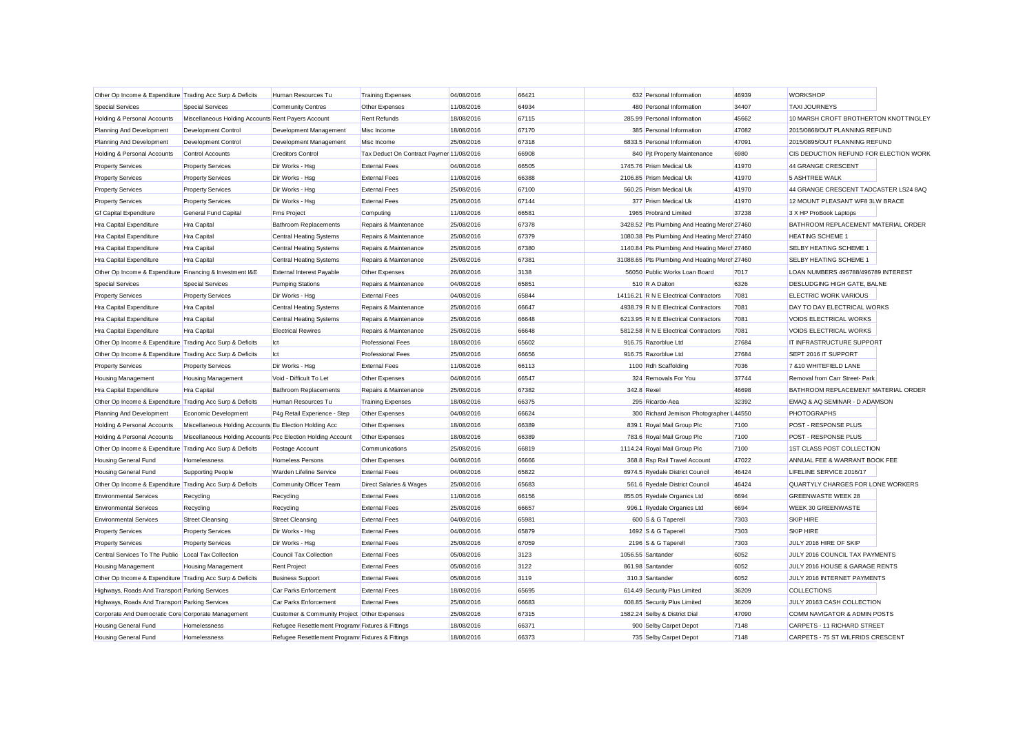| | | | | | | | | | |
|---|---|---|---|---|---|---|---|---|---|
| Other Op Income & Expenditure | Trading Acc Surp & Deficits | Human Resources Tu | Training Expenses | 04/08/2016 | 66421 | 632 | Personal Information | 46939 | WORKSHOP |
| Special Services | Special Services | Community Centres | Other Expenses | 11/08/2016 | 64934 | 480 | Personal Information | 34407 | TAXI JOURNEYS |
| Holding & Personal Accounts | Miscellaneous Holding Accounts | Rent Payers Account | Rent Refunds | 18/08/2016 | 67115 | 285.99 | Personal Information | 45662 | 10 MARSH CROFT BROTHERTON KNOTTINGLEY |
| Planning And Development | Development Control | Development Management | Misc Income | 18/08/2016 | 67170 | 385 | Personal Information | 47082 | 2015/0868/OUT PLANNING REFUND |
| Planning And Development | Development Control | Development Management | Misc Income | 25/08/2016 | 67318 | 6833.5 | Personal Information | 47091 | 2015/0895/OUT PLANNING REFUND |
| Holding & Personal Accounts | Control Accounts | Creditors Control | Tax Deduct On Contract Paymer | 11/08/2016 | 66908 | 840 | Pjt Property Maintenance | 6980 | CIS DEDUCTION REFUND FOR ELECTION WORK |
| Property Services | Property Services | Dir Works - Hsg | External Fees | 04/08/2016 | 66505 | 1745.76 | Prism Medical Uk | 41970 | 44 GRANGE CRESCENT |
| Property Services | Property Services | Dir Works - Hsg | External Fees | 11/08/2016 | 66388 | 2106.85 | Prism Medical Uk | 41970 | 5 ASHTREE WALK |
| Property Services | Property Services | Dir Works - Hsg | External Fees | 25/08/2016 | 67100 | 560.25 | Prism Medical Uk | 41970 | 44 GRANGE CRESCENT TADCASTER LS24 8AQ |
| Property Services | Property Services | Dir Works - Hsg | External Fees | 25/08/2016 | 67144 | 377 | Prism Medical Uk | 41970 | 12 MOUNT PLEASANT WF8 3LW BRACE |
| Gf Capital Expenditure | General Fund Capital | Fms Project | Computing | 11/08/2016 | 66581 | 1965 | Probrand Limited | 37238 | 3 X HP ProBook Laptops |
| Hra Capital Expenditure | Hra Capital | Bathroom Replacements | Repairs & Maintenance | 25/08/2016 | 67378 | 3428.52 | Pts Plumbing And Heating Merch | 27460 | BATHROOM REPLACEMENT MATERIAL ORDER |
| Hra Capital Expenditure | Hra Capital | Central Heating Systems | Repairs & Maintenance | 25/08/2016 | 67379 | 1080.38 | Pts Plumbing And Heating Merch | 27460 | HEATING SCHEME 1 |
| Hra Capital Expenditure | Hra Capital | Central Heating Systems | Repairs & Maintenance | 25/08/2016 | 67380 | 1140.84 | Pts Plumbing And Heating Merch | 27460 | SELBY HEATING SCHEME 1 |
| Hra Capital Expenditure | Hra Capital | Central Heating Systems | Repairs & Maintenance | 25/08/2016 | 67381 | 31088.65 | Pts Plumbing And Heating Merch | 27460 | SELBY HEATING SCHEME 1 |
| Other Op Income & Expenditure | Financing & Investment I&E | External Interest Payable | Other Expenses | 26/08/2016 | 3138 | 56050 | Public Works Loan Board | 7017 | LOAN NUMBERS 496788/496789 INTEREST |
| Special Services | Special Services | Pumping Stations | Repairs & Maintenance | 04/08/2016 | 65851 | 510 | R A Dalton | 6326 | DESLUDGING HIGH GATE, BALNE |
| Property Services | Property Services | Dir Works - Hsg | External Fees | 04/08/2016 | 65844 | 14116.21 | R N E Electrical Contractors | 7081 | ELECTRIC WORK VARIOUS |
| Hra Capital Expenditure | Hra Capital | Central Heating Systems | Repairs & Maintenance | 25/08/2016 | 66647 | 4938.79 | R N E Electrical Contractors | 7081 | DAY TO DAY ELECTRICAL WORKS |
| Hra Capital Expenditure | Hra Capital | Central Heating Systems | Repairs & Maintenance | 25/08/2016 | 66648 | 6213.95 | R N E Electrical Contractors | 7081 | VOIDS ELECTRICAL WORKS |
| Hra Capital Expenditure | Hra Capital | Electrical Rewires | Repairs & Maintenance | 25/08/2016 | 66648 | 5812.58 | R N E Electrical Contractors | 7081 | VOIDS ELECTRICAL WORKS |
| Other Op Income & Expenditure | Trading Acc Surp & Deficits | Ict | Professional Fees | 18/08/2016 | 65602 | 916.75 | Razorblue Ltd | 27684 | IT INFRASTRUCTURE SUPPORT |
| Other Op Income & Expenditure | Trading Acc Surp & Deficits | Ict | Professional Fees | 25/08/2016 | 66656 | 916.75 | Razorblue Ltd | 27684 | SEPT 2016 IT SUPPORT |
| Property Services | Property Services | Dir Works - Hsg | External Fees | 11/08/2016 | 66113 | 1100 | Rdh Scaffolding | 7036 | 7 &10 WHITEFIELD LANE |
| Housing Management | Housing Management | Void - Difficult To Let | Other Expenses | 04/08/2016 | 66547 | 324 | Removals For You | 37744 | Removal from Carr Street- Park |
| Hra Capital Expenditure | Hra Capital | Bathroom Replacements | Repairs & Maintenance | 25/08/2016 | 67382 | 342.8 | Rexel | 46698 | BATHROOM REPLACEMENT MATERIAL ORDER |
| Other Op Income & Expenditure | Trading Acc Surp & Deficits | Human Resources Tu | Training Expenses | 18/08/2016 | 66375 | 295 | Ricardo-Aea | 32392 | EMAQ & AQ SEMINAR - D ADAMSON |
| Planning And Development | Economic Development | P4g Retail Experience - Step | Other Expenses | 04/08/2016 | 66624 | 300 | Richard Jemison Photographer L | 44550 | PHOTOGRAPHS |
| Holding & Personal Accounts | Miscellaneous Holding Accounts | Eu Election Holding Acc | Other Expenses | 18/08/2016 | 66389 | 839.1 | Royal Mail Group Plc | 7100 | POST - RESPONSE PLUS |
| Holding & Personal Accounts | Miscellaneous Holding Accounts | Pcc Election Holding Account | Other Expenses | 18/08/2016 | 66389 | 783.6 | Royal Mail Group Plc | 7100 | POST - RESPONSE PLUS |
| Other Op Income & Expenditure | Trading Acc Surp & Deficits | Postage Account | Communications | 25/08/2016 | 66819 | 1114.24 | Royal Mail Group Plc | 7100 | 1ST CLASS POST COLLECTION |
| Housing General Fund | Homelessness | Homeless Persons | Other Expenses | 04/08/2016 | 66666 | 368.8 | Rsp Rail Travel Account | 47022 | ANNUAL FEE & WARRANT BOOK FEE |
| Housing General Fund | Supporting People | Warden Lifeline Service | External Fees | 04/08/2016 | 65822 | 6974.5 | Ryedale District Council | 46424 | LIFELINE SERVICE 2016/17 |
| Other Op Income & Expenditure | Trading Acc Surp & Deficits | Community Officer Team | Direct Salaries & Wages | 25/08/2016 | 65683 | 561.6 | Ryedale District Council | 46424 | QUARTYLY CHARGES FOR LONE WORKERS |
| Environmental Services | Recycling | Recycling | External Fees | 11/08/2016 | 66156 | 855.05 | Ryedale Organics Ltd | 6694 | GREENWASTE WEEK 28 |
| Environmental Services | Recycling | Recycling | External Fees | 25/08/2016 | 66657 | 996.1 | Ryedale Organics Ltd | 6694 | WEEK 30 GREENWASTE |
| Environmental Services | Street Cleansing | Street Cleansing | External Fees | 04/08/2016 | 65981 | 600 | S & G Taperell | 7303 | SKIP HIRE |
| Property Services | Property Services | Dir Works - Hsg | External Fees | 04/08/2016 | 65879 | 1692 | S & G Taperell | 7303 | SKIP HIRE |
| Property Services | Property Services | Dir Works - Hsg | External Fees | 25/08/2016 | 67059 | 2196 | S & G Taperell | 7303 | JULY 2016 HIRE OF SKIP |
| Central Services To The Public | Local Tax Collection | Council Tax Collection | External Fees | 05/08/2016 | 3123 | 1056.55 | Santander | 6052 | JULY 2016 COUNCIL TAX PAYMENTS |
| Housing Management | Housing Management | Rent Project | External Fees | 05/08/2016 | 3122 | 861.98 | Santander | 6052 | JULY 2016 HOUSE & GARAGE RENTS |
| Other Op Income & Expenditure | Trading Acc Surp & Deficits | Business Support | External Fees | 05/08/2016 | 3119 | 310.3 | Santander | 6052 | JULY 2016 INTERNET PAYMENTS |
| Highways, Roads And Transport | Parking Services | Car Parks Enforcement | External Fees | 18/08/2016 | 65695 | 614.49 | Security Plus Limited | 36209 | COLLECTIONS |
| Highways, Roads And Transport | Parking Services | Car Parks Enforcement | External Fees | 25/08/2016 | 66683 | 608.85 | Security Plus Limited | 36209 | JULY 20163 CASH COLLECTION |
| Corporate And Democratic Core | Corporate Management | Customer & Community Project | Other Expenses | 25/08/2016 | 67315 | 1582.24 | Selby & District Dial | 47090 | COMM NAVIGATOR & ADMIN POSTS |
| Housing General Fund | Homelessness | Refugee Resettlement Programr | Fixtures & Fittings | 18/08/2016 | 66371 | 900 | Selby Carpet Depot | 7148 | CARPETS - 11 RICHARD STREET |
| Housing General Fund | Homelessness | Refugee Resettlement Programr | Fixtures & Fittings | 18/08/2016 | 66373 | 735 | Selby Carpet Depot | 7148 | CARPETS - 75 ST WILFRIDS CRESCENT |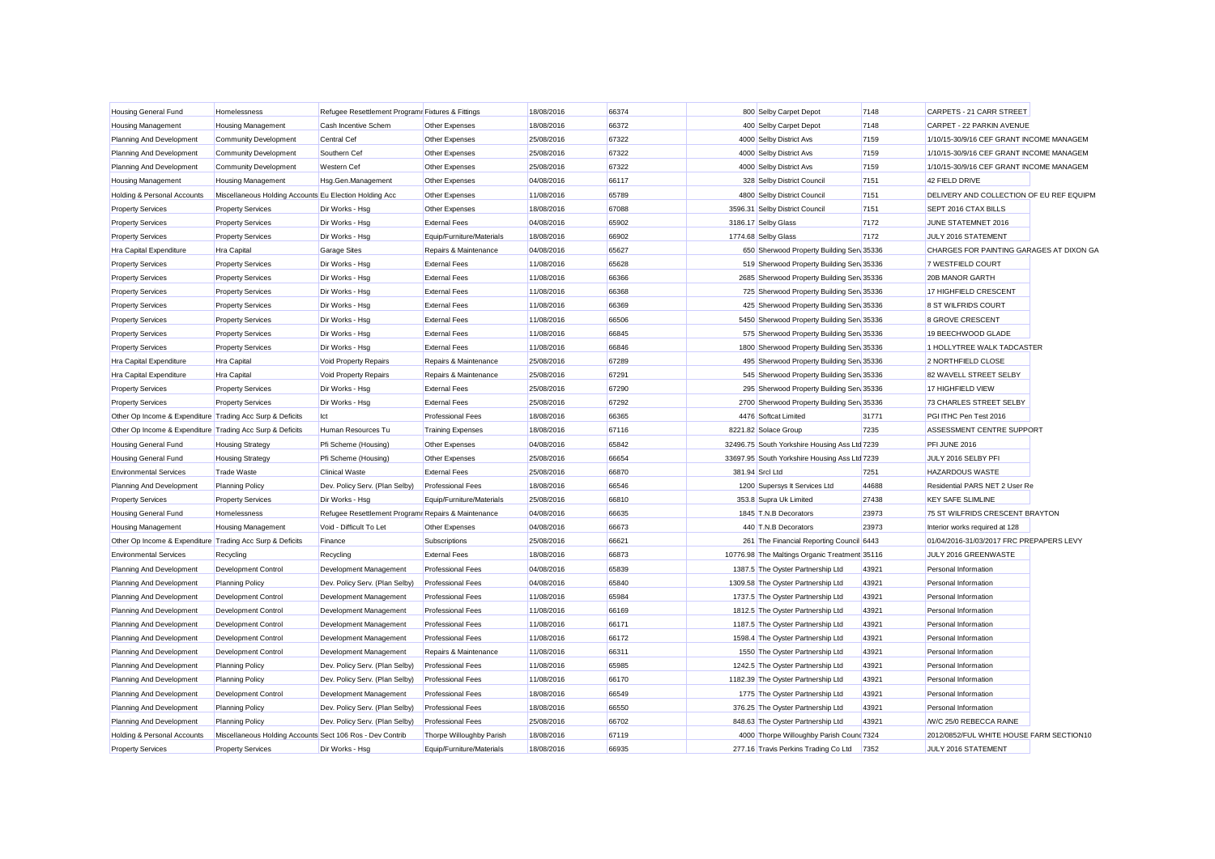| Housing General Fund | Homelessness | Refugee Resettlement Programr Fixtures & Fittings | | 18/08/2016 | 66374 | 800 | Selby Carpet Depot | 7148 | CARPETS - 21 CARR STREET |
|---|---|---|---|---|---|---|---|---|---|
| Housing Management | Housing Management | Cash Incentive Schem | Other Expenses | 18/08/2016 | 66372 | 400 | Selby Carpet Depot | 7148 | CARPET - 22 PARKIN AVENUE |
| Planning And Development | Community Development | Central Cef | Other Expenses | 25/08/2016 | 67322 | 4000 | Selby District Avs | 7159 | 1/10/15-30/9/16 CEF GRANT INCOME MANAGEM |
| Planning And Development | Community Development | Southern Cef | Other Expenses | 25/08/2016 | 67322 | 4000 | Selby District Avs | 7159 | 1/10/15-30/9/16 CEF GRANT INCOME MANAGEM |
| Planning And Development | Community Development | Western Cef | Other Expenses | 25/08/2016 | 67322 | 4000 | Selby District Avs | 7159 | 1/10/15-30/9/16 CEF GRANT INCOME MANAGEM |
| Housing Management | Housing Management | Hsg.Gen.Management | Other Expenses | 04/08/2016 | 66117 | 328 | Selby District Council | 7151 | 42 FIELD DRIVE |
| Holding & Personal Accounts | Miscellaneous Holding Accounts | Eu Election Holding Acc | Other Expenses | 11/08/2016 | 65789 | 4800 | Selby District Council | 7151 | DELIVERY AND COLLECTION OF EU REF EQUIPM |
| Property Services | Property Services | Dir Works - Hsg | Other Expenses | 18/08/2016 | 67088 | 3596.31 | Selby District Council | 7151 | SEPT 2016 CTAX BILLS |
| Property Services | Property Services | Dir Works - Hsg | External Fees | 04/08/2016 | 65902 | 3186.17 | Selby Glass | 7172 | JUNE STATEMNET 2016 |
| Property Services | Property Services | Dir Works - Hsg | Equip/Furniture/Materials | 18/08/2016 | 66902 | 1774.68 | Selby Glass | 7172 | JULY 2016 STATEMENT |
| Hra Capital Expenditure | Hra Capital | Garage Sites | Repairs & Maintenance | 04/08/2016 | 65627 | 650 | Sherwood Property Building Serv | 35336 | CHARGES FOR PAINTING GARAGES AT DIXON GA |
| Property Services | Property Services | Dir Works - Hsg | External Fees | 11/08/2016 | 65628 | 519 | Sherwood Property Building Serv | 35336 | 7 WESTFIELD COURT |
| Property Services | Property Services | Dir Works - Hsg | External Fees | 11/08/2016 | 66366 | 2685 | Sherwood Property Building Serv | 35336 | 20B MANOR GARTH |
| Property Services | Property Services | Dir Works - Hsg | External Fees | 11/08/2016 | 66368 | 725 | Sherwood Property Building Serv | 35336 | 17 HIGHFIELD CRESCENT |
| Property Services | Property Services | Dir Works - Hsg | External Fees | 11/08/2016 | 66369 | 425 | Sherwood Property Building Serv | 35336 | 8 ST WILFRIDS COURT |
| Property Services | Property Services | Dir Works - Hsg | External Fees | 11/08/2016 | 66506 | 5450 | Sherwood Property Building Serv | 35336 | 8 GROVE CRESCENT |
| Property Services | Property Services | Dir Works - Hsg | External Fees | 11/08/2016 | 66845 | 575 | Sherwood Property Building Serv | 35336 | 19 BEECHWOOD GLADE |
| Property Services | Property Services | Dir Works - Hsg | External Fees | 11/08/2016 | 66846 | 1800 | Sherwood Property Building Serv | 35336 | 1 HOLLYTREE WALK TADCASTER |
| Hra Capital Expenditure | Hra Capital | Void Property Repairs | Repairs & Maintenance | 25/08/2016 | 67289 | 495 | Sherwood Property Building Serv | 35336 | 2 NORTHFIELD CLOSE |
| Hra Capital Expenditure | Hra Capital | Void Property Repairs | Repairs & Maintenance | 25/08/2016 | 67291 | 545 | Sherwood Property Building Serv | 35336 | 82 WAVELL STREET SELBY |
| Property Services | Property Services | Dir Works - Hsg | External Fees | 25/08/2016 | 67290 | 295 | Sherwood Property Building Serv | 35336 | 17 HIGHFIELD VIEW |
| Property Services | Property Services | Dir Works - Hsg | External Fees | 25/08/2016 | 67292 | 2700 | Sherwood Property Building Serv | 35336 | 73 CHARLES STREET SELBY |
| Other Op Income & Expenditure | Trading Acc Surp & Deficits | Ict | Professional Fees | 18/08/2016 | 66365 | 4476 | Softcat Limited | 31771 | PGI ITHC Pen Test 2016 |
| Other Op Income & Expenditure | Trading Acc Surp & Deficits | Human Resources Tu | Training Expenses | 18/08/2016 | 67116 | 8221.82 | Solace Group | 7235 | ASSESSMENT CENTRE SUPPORT |
| Housing General Fund | Housing Strategy | Pfi Scheme (Housing) | Other Expenses | 04/08/2016 | 65842 | 32496.75 | South Yorkshire Housing Ass Ltd | 7239 | PFI JUNE 2016 |
| Housing General Fund | Housing Strategy | Pfi Scheme (Housing) | Other Expenses | 25/08/2016 | 66654 | 33697.95 | South Yorkshire Housing Ass Ltd | 7239 | JULY 2016 SELBY PFI |
| Environmental Services | Trade Waste | Clinical Waste | External Fees | 25/08/2016 | 66870 | 381.94 | Srcl Ltd | 7251 | HAZARDOUS WASTE |
| Planning And Development | Planning Policy | Dev. Policy Serv. (Plan Selby) | Professional Fees | 18/08/2016 | 66546 | 1200 | Supersys It Services Ltd | 44688 | Residential PARS NET 2 User Re |
| Property Services | Property Services | Dir Works - Hsg | Equip/Furniture/Materials | 25/08/2016 | 66810 | 353.8 | Supra Uk Limited | 27438 | KEY SAFE SLIMLINE |
| Housing General Fund | Homelessness | Refugee Resettlement Programr Repairs & Maintenance | | 04/08/2016 | 66635 | 1845 | T.N.B Decorators | 23973 | 75 ST WILFRIDS CRESCENT BRAYTON |
| Housing Management | Housing Management | Void - Difficult To Let | Other Expenses | 04/08/2016 | 66673 | 440 | T.N.B Decorators | 23973 | Interior works required at 128 |
| Other Op Income & Expenditure | Trading Acc Surp & Deficits | Finance | Subscriptions | 25/08/2016 | 66621 | 261 | The Financial Reporting Council | 6443 | 01/04/2016-31/03/2017 FRC PREPAPERS LEVY |
| Environmental Services | Recycling | Recycling | External Fees | 18/08/2016 | 66873 | 10776.98 | The Maltings Organic Treatment | 35116 | JULY 2016 GREENWASTE |
| Planning And Development | Development Control | Development Management | Professional Fees | 04/08/2016 | 65839 | 1387.5 | The Oyster Partnership Ltd | 43921 | Personal Information |
| Planning And Development | Planning Policy | Dev. Policy Serv. (Plan Selby) | Professional Fees | 04/08/2016 | 65840 | 1309.58 | The Oyster Partnership Ltd | 43921 | Personal Information |
| Planning And Development | Development Control | Development Management | Professional Fees | 11/08/2016 | 65984 | 1737.5 | The Oyster Partnership Ltd | 43921 | Personal Information |
| Planning And Development | Development Control | Development Management | Professional Fees | 11/08/2016 | 66169 | 1812.5 | The Oyster Partnership Ltd | 43921 | Personal Information |
| Planning And Development | Development Control | Development Management | Professional Fees | 11/08/2016 | 66171 | 1187.5 | The Oyster Partnership Ltd | 43921 | Personal Information |
| Planning And Development | Development Control | Development Management | Professional Fees | 11/08/2016 | 66172 | 1598.4 | The Oyster Partnership Ltd | 43921 | Personal Information |
| Planning And Development | Development Control | Development Management | Repairs & Maintenance | 11/08/2016 | 66311 | 1550 | The Oyster Partnership Ltd | 43921 | Personal Information |
| Planning And Development | Planning Policy | Dev. Policy Serv. (Plan Selby) | Professional Fees | 11/08/2016 | 65985 | 1242.5 | The Oyster Partnership Ltd | 43921 | Personal Information |
| Planning And Development | Planning Policy | Dev. Policy Serv. (Plan Selby) | Professional Fees | 11/08/2016 | 66170 | 1182.39 | The Oyster Partnership Ltd | 43921 | Personal Information |
| Planning And Development | Development Control | Development Management | Professional Fees | 18/08/2016 | 66549 | 1775 | The Oyster Partnership Ltd | 43921 | Personal Information |
| Planning And Development | Planning Policy | Dev. Policy Serv. (Plan Selby) | Professional Fees | 18/08/2016 | 66550 | 376.25 | The Oyster Partnership Ltd | 43921 | Personal Information |
| Planning And Development | Planning Policy | Dev. Policy Serv. (Plan Selby) | Professional Fees | 25/08/2016 | 66702 | 848.63 | The Oyster Partnership Ltd | 43921 | /W/C 25/0 REBECCA RAINE |
| Holding & Personal Accounts | Miscellaneous Holding Accounts | Sect 106 Ros - Dev Contrib | Thorpe Willoughby Parish | 18/08/2016 | 67119 | 4000 | Thorpe Willoughby Parish Counc | 7324 | 2012/0852/FUL WHITE HOUSE FARM SECTION10 |
| Property Services | Property Services | Dir Works - Hsg | Equip/Furniture/Materials | 18/08/2016 | 66935 | 277.16 | Travis Perkins Trading Co Ltd | 7352 | JULY 2016 STATEMENT |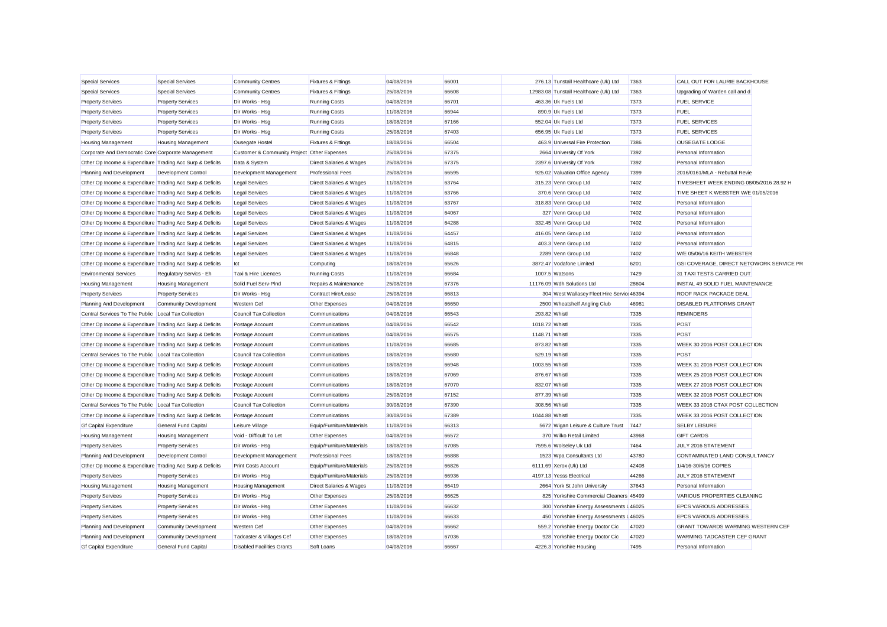| Special Services | Special Services | Community Centres | Fixtures & Fittings | 04/08/2016 | 66001 | 276.13 | Tunstall Healthcare (Uk) Ltd | 7363 | CALL OUT FOR LAURIE BACKHOUSE |
|---|---|---|---|---|---|---|---|---|---|
| Special Services | Special Services | Community Centres | Fixtures & Fittings | 25/08/2016 | 66608 | 12983.08 | Tunstall Healthcare (Uk) Ltd | 7363 | Upgrading of Warden call and d |
| Property Services | Property Services | Dir Works - Hsg | Running Costs | 04/08/2016 | 66701 | 463.36 | Uk Fuels Ltd | 7373 | FUEL SERVICE |
| Property Services | Property Services | Dir Works - Hsg | Running Costs | 11/08/2016 | 66944 | 890.9 | Uk Fuels Ltd | 7373 | FUEL |
| Property Services | Property Services | Dir Works - Hsg | Running Costs | 18/08/2016 | 67166 | 552.04 | Uk Fuels Ltd | 7373 | FUEL SERVICES |
| Property Services | Property Services | Dir Works - Hsg | Running Costs | 25/08/2016 | 67403 | 656.95 | Uk Fuels Ltd | 7373 | FUEL SERVICES |
| Housing Management | Housing Management | Ousegate Hostel | Fixtures & Fittings | 18/08/2016 | 66504 | 463.9 | Universal Fire Protection | 7386 | OUSEGATE LODGE |
| Corporate And Democratic Core | Corporate Management | Customer & Community Project | Other Expenses | 25/08/2016 | 67375 | 2664 | University Of York | 7392 | Personal Information |
| Other Op Income & Expenditure | Trading Acc Surp & Deficits | Data & System | Direct Salaries & Wages | 25/08/2016 | 67375 | 2397.6 | University Of York | 7392 | Personal Information |
| Planning And Development | Development Control | Development Management | Professional Fees | 25/08/2016 | 66595 | 925.02 | Valuation Office Agency | 7399 | 2016/0161/MLA - Rebuttal Revie |
| Other Op Income & Expenditure | Trading Acc Surp & Deficits | Legal Services | Direct Salaries & Wages | 11/08/2016 | 63764 | 315.23 | Venn Group Ltd | 7402 | TIMESHEET WEEK ENDING 08/05/2016 28.92 H |
| Other Op Income & Expenditure | Trading Acc Surp & Deficits | Legal Services | Direct Salaries & Wages | 11/08/2016 | 63766 | 370.6 | Venn Group Ltd | 7402 | TIME SHEET K WEBSTER W/E 01/05/2016 |
| Other Op Income & Expenditure | Trading Acc Surp & Deficits | Legal Services | Direct Salaries & Wages | 11/08/2016 | 63767 | 318.83 | Venn Group Ltd | 7402 | Personal Information |
| Other Op Income & Expenditure | Trading Acc Surp & Deficits | Legal Services | Direct Salaries & Wages | 11/08/2016 | 64067 | 327 | Venn Group Ltd | 7402 | Personal Information |
| Other Op Income & Expenditure | Trading Acc Surp & Deficits | Legal Services | Direct Salaries & Wages | 11/08/2016 | 64288 | 332.45 | Venn Group Ltd | 7402 | Personal Information |
| Other Op Income & Expenditure | Trading Acc Surp & Deficits | Legal Services | Direct Salaries & Wages | 11/08/2016 | 64457 | 416.05 | Venn Group Ltd | 7402 | Personal Information |
| Other Op Income & Expenditure | Trading Acc Surp & Deficits | Legal Services | Direct Salaries & Wages | 11/08/2016 | 64815 | 403.3 | Venn Group Ltd | 7402 | Personal Information |
| Other Op Income & Expenditure | Trading Acc Surp & Deficits | Legal Services | Direct Salaries & Wages | 11/08/2016 | 66848 | 2289 | Venn Group Ltd | 7402 | W/E 05/06/16 KEITH WEBSTER |
| Other Op Income & Expenditure | Trading Acc Surp & Deficits | Ict | Computing | 18/08/2016 | 65626 | 3872.47 | Vodafone Limited | 6201 | GSI COVERAGE, DIRECT NETOWORK SERVICE PR |
| Environmental Services | Regulatory Servics - Eh | Taxi & Hire Licences | Running Costs | 11/08/2016 | 66684 | 1007.5 | Watsons | 7429 | 31 TAXI TESTS CARRIED OUT |
| Housing Management | Housing Management | Solid Fuel Serv-Plnd | Repairs & Maintenance | 25/08/2016 | 67376 | 11176.09 | Wdh Solutions Ltd | 28604 | INSTAL 49 SOLID FUEL MAINTENANCE |
| Property Services | Property Services | Dir Works - Hsg | Contract Hire/Lease | 25/08/2016 | 66813 | 304 | West Wallasey Fleet Hire Servic | 46394 | ROOF RACK PACKAGE DEAL |
| Planning And Development | Community Development | Western Cef | Other Expenses | 04/08/2016 | 66650 | 2500 | Wheatshelf Angling Club | 46981 | DISABLED PLATFORMS GRANT |
| Central Services To The Public | Local Tax Collection | Council Tax Collection | Communications | 04/08/2016 | 66543 | 293.82 | Whistl | 7335 | REMINDERS |
| Other Op Income & Expenditure | Trading Acc Surp & Deficits | Postage Account | Communications | 04/08/2016 | 66542 | 1018.72 | Whistl | 7335 | POST |
| Other Op Income & Expenditure | Trading Acc Surp & Deficits | Postage Account | Communications | 04/08/2016 | 66575 | 1148.71 | Whistl | 7335 | POST |
| Other Op Income & Expenditure | Trading Acc Surp & Deficits | Postage Account | Communications | 11/08/2016 | 66685 | 873.82 | Whistl | 7335 | WEEK 30 2016 POST COLLECTION |
| Central Services To The Public | Local Tax Collection | Council Tax Collection | Communications | 18/08/2016 | 65680 | 529.19 | Whistl | 7335 | POST |
| Other Op Income & Expenditure | Trading Acc Surp & Deficits | Postage Account | Communications | 18/08/2016 | 66948 | 1003.55 | Whistl | 7335 | WEEK 31 2016 POST COLLECTION |
| Other Op Income & Expenditure | Trading Acc Surp & Deficits | Postage Account | Communications | 18/08/2016 | 67069 | 876.67 | Whistl | 7335 | WEEK 25 2016 POST COLLECTION |
| Other Op Income & Expenditure | Trading Acc Surp & Deficits | Postage Account | Communications | 18/08/2016 | 67070 | 832.07 | Whistl | 7335 | WEEK 27 2016 POST COLLECTION |
| Other Op Income & Expenditure | Trading Acc Surp & Deficits | Postage Account | Communications | 25/08/2016 | 67152 | 877.39 | Whistl | 7335 | WEEK 32 2016 POST COLLECTION |
| Central Services To The Public | Local Tax Collection | Council Tax Collection | Communications | 30/08/2016 | 67390 | 308.56 | Whistl | 7335 | WEEK 33 2016 CTAX POST COLLECTION |
| Other Op Income & Expenditure | Trading Acc Surp & Deficits | Postage Account | Communications | 30/08/2016 | 67389 | 1044.88 | Whistl | 7335 | WEEK 33 2016 POST COLLECTION |
| Gf Capital Expenditure | General Fund Capital | Leisure Village | Equip/Furniture/Materials | 11/08/2016 | 66313 | 5672 | Wigan Leisure & Culture Trust | 7447 | SELBY LEISURE |
| Housing Management | Housing Management | Void - Difficult To Let | Other Expenses | 04/08/2016 | 66572 | 370 | Wilko Retail Limited | 43968 | GIFT CARDS |
| Property Services | Property Services | Dir Works - Hsg | Equip/Furniture/Materials | 18/08/2016 | 67085 | 7595.6 | Wolseley Uk Ltd | 7464 | JULY 2016 STATEMENT |
| Planning And Development | Development Control | Development Management | Professional Fees | 18/08/2016 | 66888 | 1523 | Wpa Consultants Ltd | 43780 | CONTAMINATED LAND CONSULTANCY |
| Other Op Income & Expenditure | Trading Acc Surp & Deficits | Print Costs Account | Equip/Furniture/Materials | 25/08/2016 | 66826 | 6111.69 | Xerox (Uk) Ltd | 42408 | 1/4/16-30/6/16 COPIES |
| Property Services | Property Services | Dir Works - Hsg | Equip/Furniture/Materials | 25/08/2016 | 66936 | 4197.13 | Yesss Electrical | 44266 | JULY 2016 STATEMENT |
| Housing Management | Housing Management | Housing Management | Direct Salaries & Wages | 11/08/2016 | 66419 | 2664 | York St John University | 37643 | Personal Information |
| Property Services | Property Services | Dir Works - Hsg | Other Expenses | 25/08/2016 | 66625 | 825 | Yorkshire Commercial Cleaners | 45499 | VARIOUS PROPERTIES CLEANING |
| Property Services | Property Services | Dir Works - Hsg | Other Expenses | 11/08/2016 | 66632 | 300 | Yorkshire Energy Assessments L | 46025 | EPCS VARIOUS ADDRESSES |
| Property Services | Property Services | Dir Works - Hsg | Other Expenses | 11/08/2016 | 66633 | 450 | Yorkshire Energy Assessments L | 46025 | EPCS VARIOUS ADDRESSES |
| Planning And Development | Community Development | Western Cef | Other Expenses | 04/08/2016 | 66662 | 559.2 | Yorkshire Energy Doctor Cic | 47020 | GRANT TOWARDS WARMING WESTERN CEF |
| Planning And Development | Community Development | Tadcaster & Villages Cef | Other Expenses | 18/08/2016 | 67036 | 928 | Yorkshire Energy Doctor Cic | 47020 | WARMING TADCASTER CEF GRANT |
| Gf Capital Expenditure | General Fund Capital | Disabled Facilities Grants | Soft Loans | 04/08/2016 | 66667 | 4226.3 | Yorkshire Housing | 7495 | Personal Information |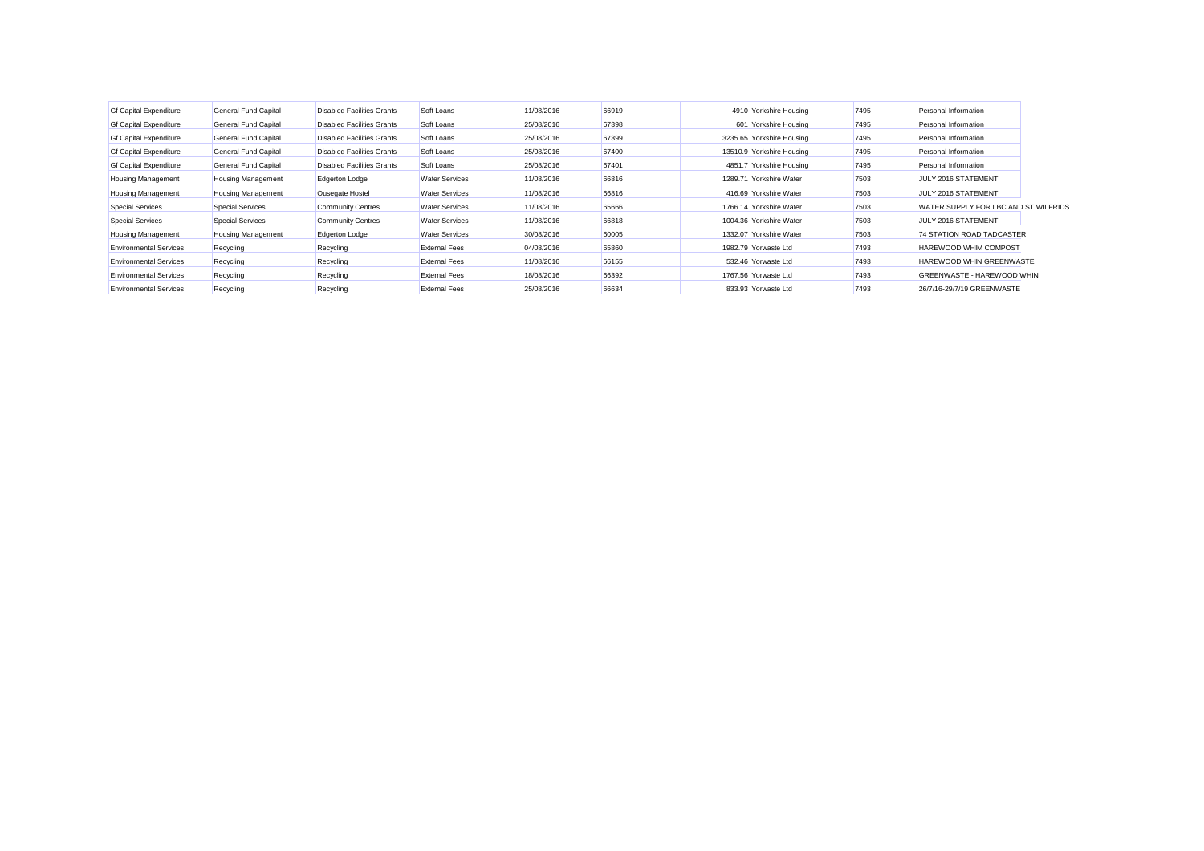| | | | | | | | | | |
|---|---|---|---|---|---|---|---|---|---|
| Gf Capital Expenditure | General Fund Capital | Disabled Facilities Grants | Soft Loans | 11/08/2016 | 66919 | 4910 | Yorkshire Housing | 7495 | Personal Information |
| Gf Capital Expenditure | General Fund Capital | Disabled Facilities Grants | Soft Loans | 25/08/2016 | 67398 | 601 | Yorkshire Housing | 7495 | Personal Information |
| Gf Capital Expenditure | General Fund Capital | Disabled Facilities Grants | Soft Loans | 25/08/2016 | 67399 | 3235.65 | Yorkshire Housing | 7495 | Personal Information |
| Gf Capital Expenditure | General Fund Capital | Disabled Facilities Grants | Soft Loans | 25/08/2016 | 67400 | 13510.9 | Yorkshire Housing | 7495 | Personal Information |
| Gf Capital Expenditure | General Fund Capital | Disabled Facilities Grants | Soft Loans | 25/08/2016 | 67401 | 4851.7 | Yorkshire Housing | 7495 | Personal Information |
| Housing Management | Housing Management | Edgerton Lodge | Water Services | 11/08/2016 | 66816 | 1289.71 | Yorkshire Water | 7503 | JULY 2016 STATEMENT |
| Housing Management | Housing Management | Ousegate Hostel | Water Services | 11/08/2016 | 66816 | 416.69 | Yorkshire Water | 7503 | JULY 2016 STATEMENT |
| Special Services | Special Services | Community Centres | Water Services | 11/08/2016 | 65666 | 1766.14 | Yorkshire Water | 7503 | WATER SUPPLY FOR LBC AND ST WILFRIDS |
| Special Services | Special Services | Community Centres | Water Services | 11/08/2016 | 66818 | 1004.36 | Yorkshire Water | 7503 | JULY 2016 STATEMENT |
| Housing Management | Housing Management | Edgerton Lodge | Water Services | 30/08/2016 | 60005 | 1332.07 | Yorkshire Water | 7503 | 74 STATION ROAD TADCASTER |
| Environmental Services | Recycling | Recycling | External Fees | 04/08/2016 | 65860 | 1982.79 | Yorwaste Ltd | 7493 | HAREWOOD WHIM COMPOST |
| Environmental Services | Recycling | Recycling | External Fees | 11/08/2016 | 66155 | 532.46 | Yorwaste Ltd | 7493 | HAREWOOD WHIN GREENWASTE |
| Environmental Services | Recycling | Recycling | External Fees | 18/08/2016 | 66392 | 1767.56 | Yorwaste Ltd | 7493 | GREENWASTE - HAREWOOD WHIN |
| Environmental Services | Recycling | Recycling | External Fees | 25/08/2016 | 66634 | 833.93 | Yorwaste Ltd | 7493 | 26/7/16-29/7/19 GREENWASTE |